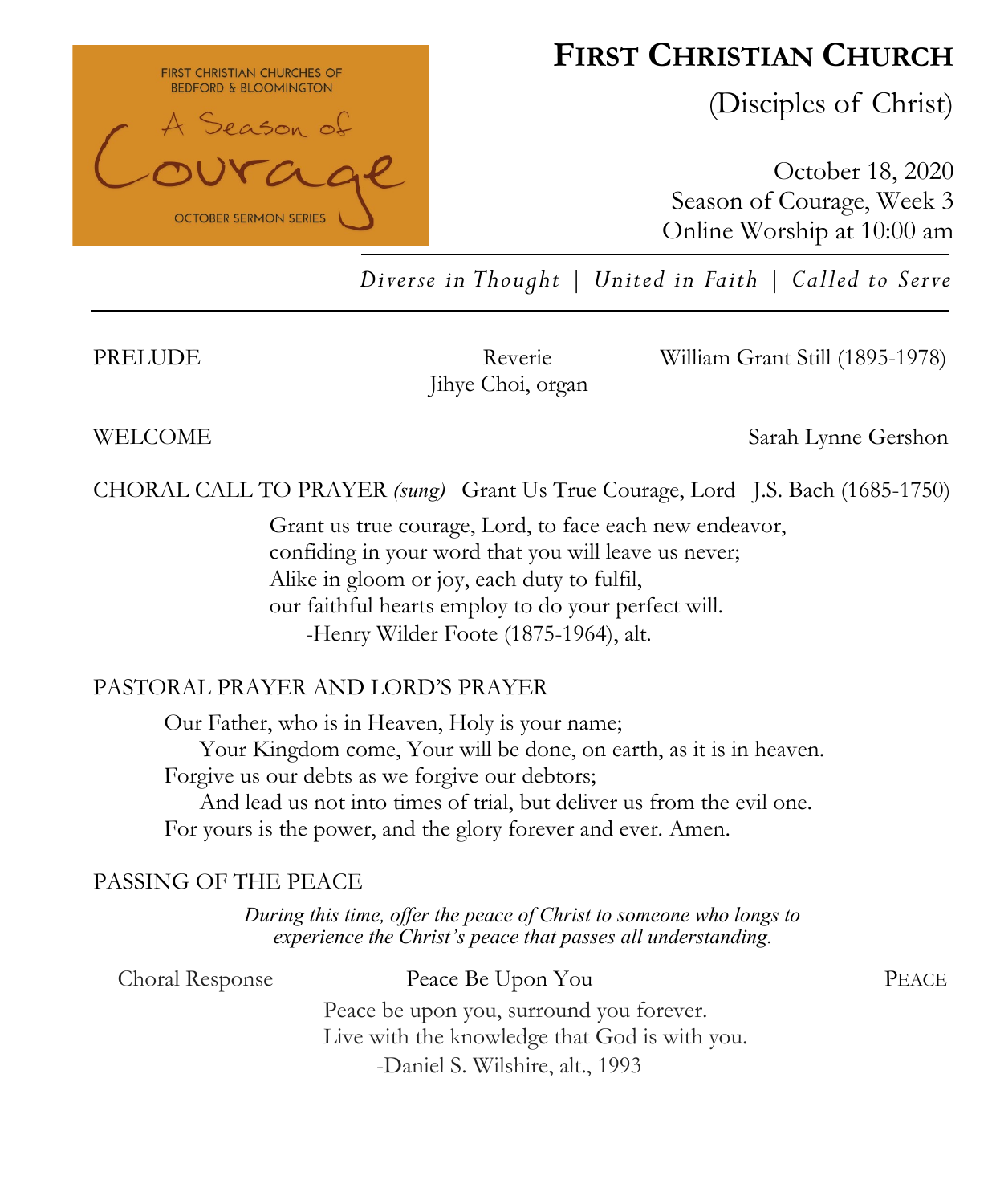FIRST CHRISTIAN CHURCHES OF BEDFORD & BLOOMINGTON

A Season of Courage

OCTOBER SERMON SERIES

# FIRST CHRISTIAN CHURCH

(Disciples of Christ)

October 18, 2020
Season of Courage, Week 3
Online Worship at 10:00 am

*Diverse in Thought | United in Faith | Called to Serve*

---

PRELUDE — Reverie — William Grant Still (1895-1978)
Jihye Choi, organ

WELCOME — Sarah Lynne Gershon

CHORAL CALL TO PRAYER *(sung)* — Grant Us True Courage, Lord — J.S. Bach (1685-1750)

Grant us true courage, Lord, to face each new endeavor,
confiding in your word that you will leave us never;
Alike in gloom or joy, each duty to fulfil,
our faithful hearts employ to do your perfect will.
-Henry Wilder Foote (1875-1964), alt.

PASTORAL PRAYER AND LORD'S PRAYER

Our Father, who is in Heaven, Holy is your name;
Your Kingdom come, Your will be done, on earth, as it is in heaven.
Forgive us our debts as we forgive our debtors;
And lead us not into times of trial, but deliver us from the evil one.
For yours is the power, and the glory forever and ever. Amen.

PASSING OF THE PEACE

*During this time, offer the peace of Christ to someone who longs to experience the Christ's peace that passes all understanding.*

Choral Response — Peace Be Upon You — PEACE

Peace be upon you, surround you forever.
Live with the knowledge that God is with you.
-Daniel S. Wilshire, alt., 1993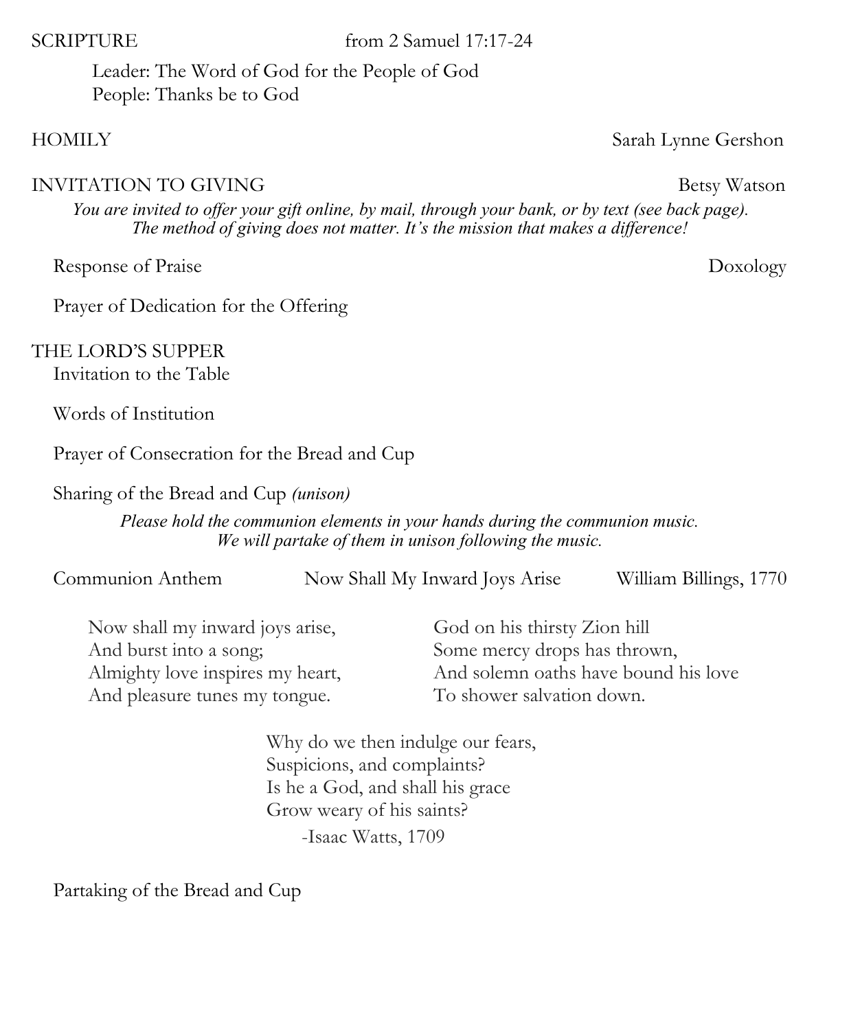SCRIPTURE from 2 Samuel 17:17-24

Leader: The Word of God for the People of God
People: Thanks be to God

HOMILY Sarah Lynne Gershon

INVITATION TO GIVING Betsy Watson

***You are invited to offer your gift online, by mail, through your bank, or by text (see back page). The method of giving does not matter. It's the mission that makes a difference!***

Response of Praise Doxology

Prayer of Dedication for the Offering

THE LORD'S SUPPER

Invitation to the Table

Words of Institution

Prayer of Consecration for the Bread and Cup

Sharing of the Bread and Cup *(unison)*

***Please hold the communion elements in your hands during the communion music. We will partake of them in unison following the music.***

Communion Anthem Now Shall My Inward Joys Arise William Billings, 1770

Now shall my inward joys arise,
And burst into a song;
Almighty love inspires my heart,
And pleasure tunes my tongue.

God on his thirsty Zion hill
Some mercy drops has thrown,
And solemn oaths have bound his love
To shower salvation down.

Why do we then indulge our fears,
Suspicions, and complaints?
Is he a God, and shall his grace
Grow weary of his saints?

-Isaac Watts, 1709

Partaking of the Bread and Cup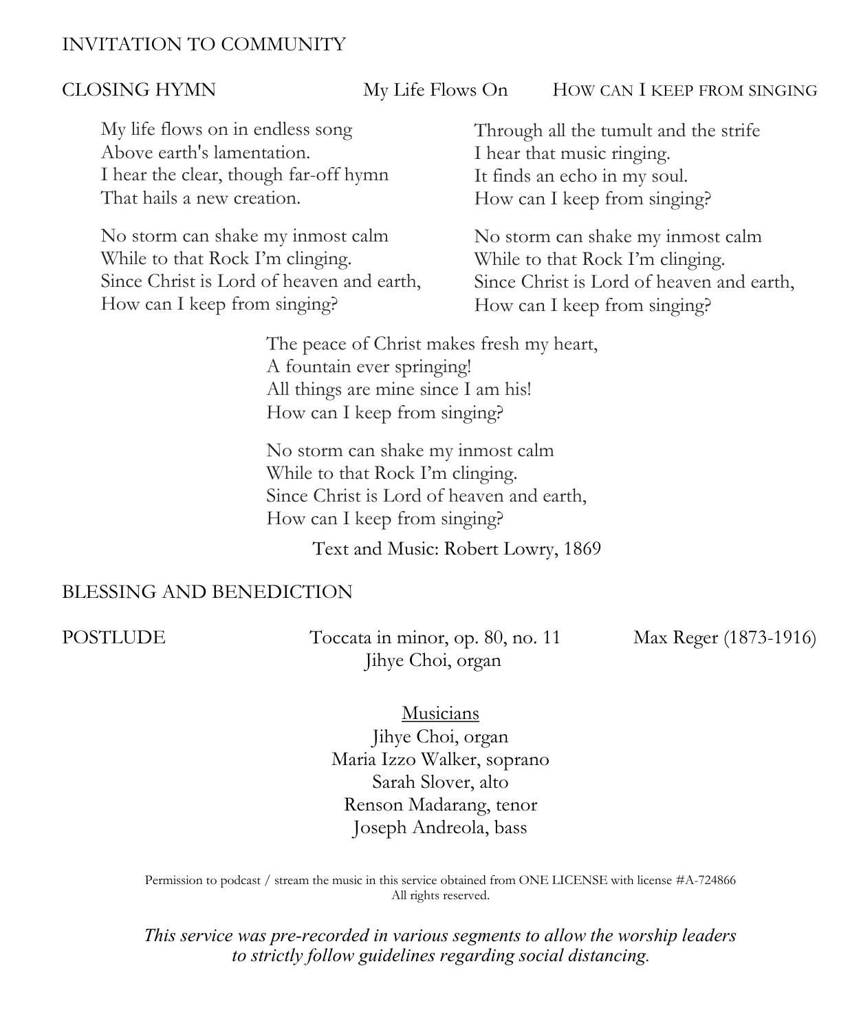INVITATION TO COMMUNITY

CLOSING HYMN — My Life Flows On — HOW CAN I KEEP FROM SINGING

My life flows on in endless song  
Above earth's lamentation.  
I hear the clear, though far-off hymn  
That hails a new creation.

No storm can shake my inmost calm  
While to that Rock I'm clinging.  
Since Christ is Lord of heaven and earth,  
How can I keep from singing?

Through all the tumult and the strife  
I hear that music ringing.  
It finds an echo in my soul.  
How can I keep from singing?

No storm can shake my inmost calm  
While to that Rock I'm clinging.  
Since Christ is Lord of heaven and earth,  
How can I keep from singing?

The peace of Christ makes fresh my heart,  
A fountain ever springing!  
All things are mine since I am his!  
How can I keep from singing?

No storm can shake my inmost calm  
While to that Rock I'm clinging.  
Since Christ is Lord of heaven and earth,  
How can I keep from singing?

Text and Music: Robert Lowry, 1869

BLESSING AND BENEDICTION

POSTLUDE — Toccata in minor, op. 80, no. 11 — Max Reger (1873-1916)  
Jihye Choi, organ

<u>Musicians</u>

Jihye Choi, organ  
Maria Izzo Walker, soprano  
Sarah Slover, alto  
Renson Madarang, tenor  
Joseph Andreola, bass

Permission to podcast / stream the music in this service obtained from ONE LICENSE with license #A-724866  
All rights reserved.

*This service was pre-recorded in various segments to allow the worship leaders to strictly follow guidelines regarding social distancing.*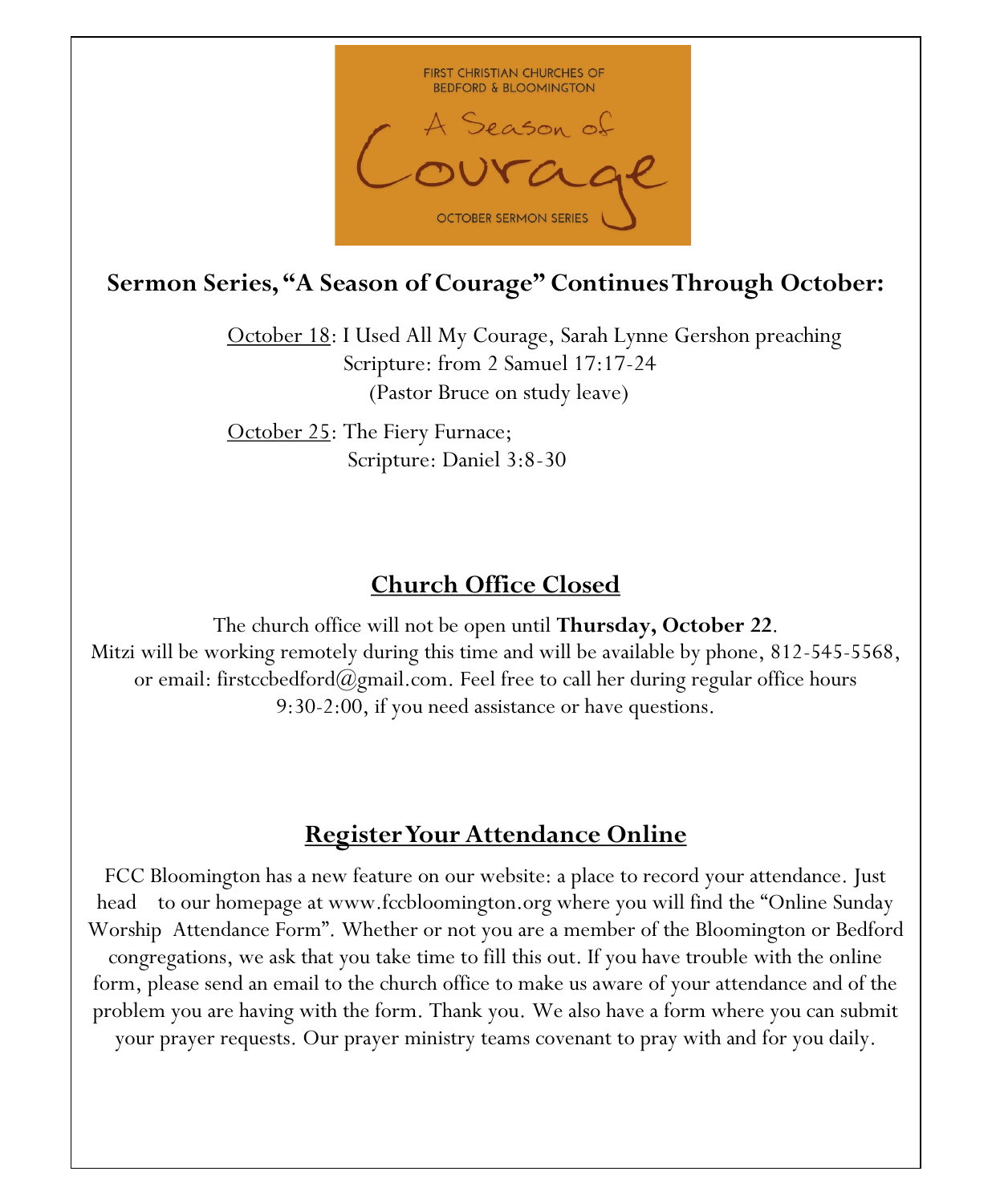FIRST CHRISTIAN CHURCHES OF BEDFORD & BLOOMINGTON

A Season of Courage

OCTOBER SERMON SERIES

## Sermon Series, "A Season of Courage" Continues Through October:

October 18: I Used All My Courage, Sarah Lynne Gershon preaching
Scripture: from 2 Samuel 17:17-24
(Pastor Bruce on study leave)

October 25: The Fiery Furnace;
Scripture: Daniel 3:8-30

## Church Office Closed

The church office will not be open until **Thursday, October 22**.
Mitzi will be working remotely during this time and will be available by phone, 812-545-5568, or email: firstccbedford@gmail.com. Feel free to call her during regular office hours 9:30-2:00, if you need assistance or have questions.

## Register Your Attendance Online

FCC Bloomington has a new feature on our website: a place to record your attendance. Just head to our homepage at www.fccbloomington.org where you will find the "Online Sunday Worship Attendance Form". Whether or not you are a member of the Bloomington or Bedford congregations, we ask that you take time to fill this out. If you have trouble with the online form, please send an email to the church office to make us aware of your attendance and of the problem you are having with the form. Thank you. We also have a form where you can submit your prayer requests. Our prayer ministry teams covenant to pray with and for you daily.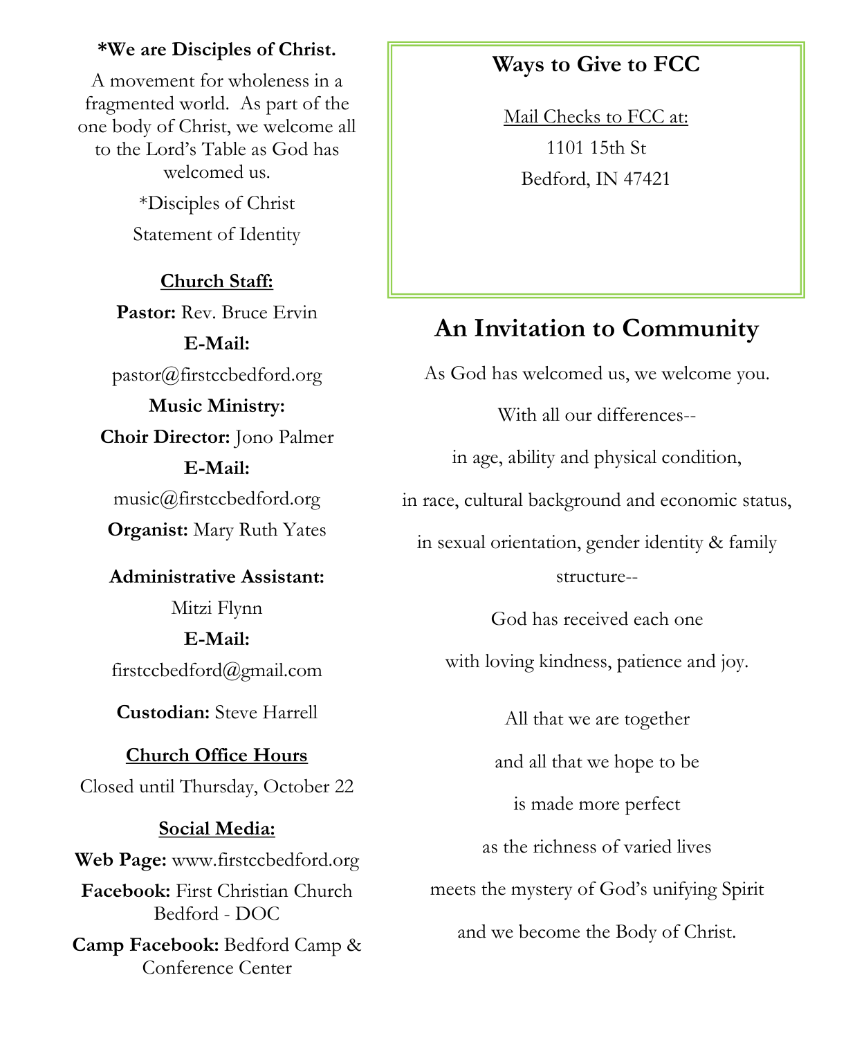**\*We are Disciples of Christ.**

A movement for wholeness in a fragmented world. As part of the one body of Christ, we welcome all to the Lord's Table as God has welcomed us.

\*Disciples of Christ

Statement of Identity

**Church Staff:**

**Pastor:** Rev. Bruce Ervin

**E-Mail:**

pastor@firstccbedford.org

**Music Ministry:**

**Choir Director:** Jono Palmer

**E-Mail:**

music@firstccbedford.org

**Organist:** Mary Ruth Yates

**Administrative Assistant:**

Mitzi Flynn

**E-Mail:**

firstccbedford@gmail.com

**Custodian:** Steve Harrell

**Church Office Hours**

Closed until Thursday, October 22

**Social Media:**

**Web Page:** www.firstccbedford.org

**Facebook:** First Christian Church Bedford - DOC

**Camp Facebook:** Bedford Camp & Conference Center

## Ways to Give to FCC

Mail Checks to FCC at:

1101 15th St

Bedford, IN 47421

## An Invitation to Community

As God has welcomed us, we welcome you.

With all our differences--

in age, ability and physical condition,

in race, cultural background and economic status,

in sexual orientation, gender identity & family structure--

God has received each one

with loving kindness, patience and joy.

All that we are together

and all that we hope to be

is made more perfect

as the richness of varied lives

meets the mystery of God's unifying Spirit

and we become the Body of Christ.